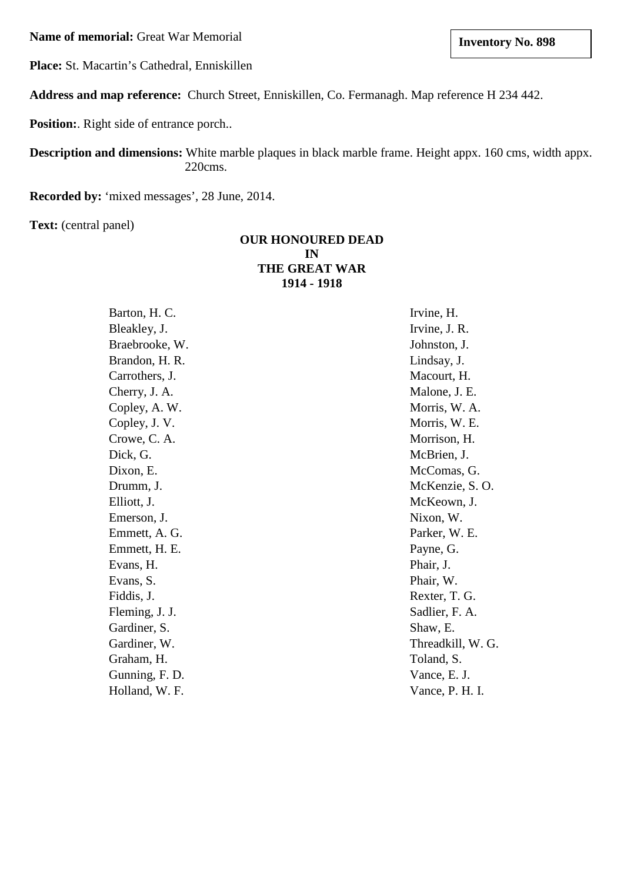**Name of memorial:** Great War Memorial

**Inventory No. 898**

**Place:** St. Macartin's Cathedral, Enniskillen

**Address and map reference:** Church Street, Enniskillen, Co. Fermanagh. Map reference H 234 442.

**Position:**. Right side of entrance porch..

**Description and dimensions:** White marble plaques in black marble frame. Height appx. 160 cms, width appx. 220cms.

**Recorded by:** 'mixed messages', 28 June, 2014.

**Text:** (central panel)

**OUR HONOURED DEAD**
**IN**
**THE GREAT WAR**
**1914 - 1918**

Barton, H. C.
Bleakley, J.
Braebrooke, W.
Brandon, H. R.
Carrothers, J.
Cherry, J. A.
Copley, A. W.
Copley, J. V.
Crowe, C. A.
Dick, G.
Dixon, E.
Drumm, J.
Elliott, J.
Emerson, J.
Emmett, A. G.
Emmett, H. E.
Evans, H.
Evans, S.
Fiddis, J.
Fleming, J. J.
Gardiner, S.
Gardiner, W.
Graham, H.
Gunning, F. D.
Holland, W. F.
Irvine, H.
Irvine, J. R.
Johnston, J.
Lindsay, J.
Macourt, H.
Malone, J. E.
Morris, W. A.
Morris, W. E.
Morrison, H.
McBrien, J.
McComas, G.
McKenzie, S. O.
McKeown, J.
Nixon, W.
Parker, W. E.
Payne, G.
Phair, J.
Phair, W.
Rexter, T. G.
Sadlier, F. A.
Shaw, E.
Threadkill, W. G.
Toland, S.
Vance, E. J.
Vance, P. H. I.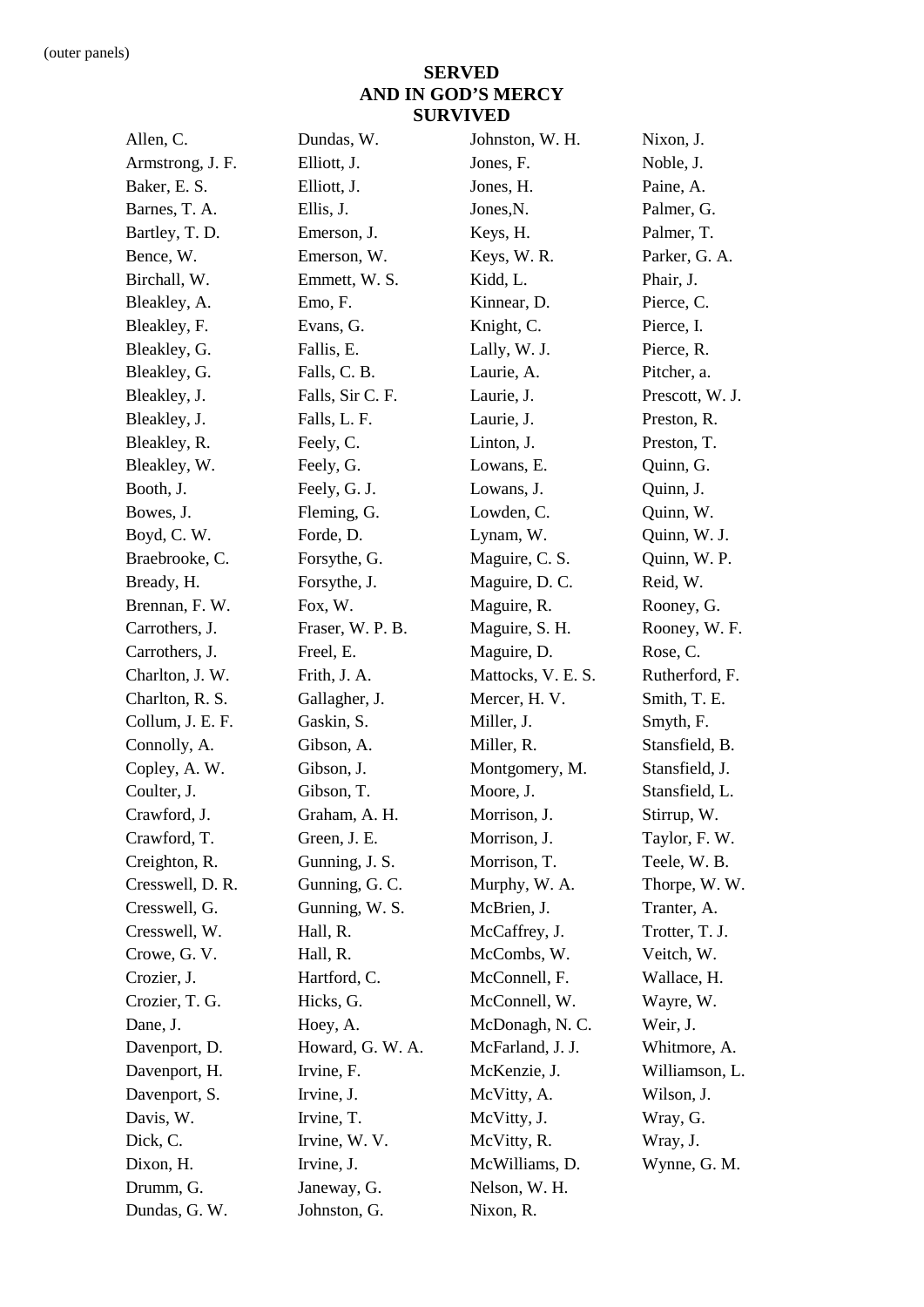(outer panels)

**SERVED**
**AND IN GOD'S MERCY**
**SURVIVED**

Allen, C.
Armstrong, J. F.
Baker, E. S.
Barnes, T. A.
Bartley, T. D.
Bence, W.
Birchall, W.
Bleakley, A.
Bleakley, F.
Bleakley, G.
Bleakley, G.
Bleakley, J.
Bleakley, J.
Bleakley, R.
Bleakley, W.
Booth, J.
Bowes, J.
Boyd, C. W.
Braebrooke, C.
Bready, H.
Brennan, F. W.
Carrothers, J.
Carrothers, J.
Charlton, J. W.
Charlton, R. S.
Collum, J. E. F.
Connolly, A.
Copley, A. W.
Coulter, J.
Crawford, J.
Crawford, T.
Creighton, R.
Cresswell, D. R.
Cresswell, G.
Cresswell, W.
Crowe, G. V.
Crozier, J.
Crozier, T. G.
Dane, J.
Davenport, D.
Davenport, H.
Davenport, S.
Davis, W.
Dick, C.
Dixon, H.
Drumm, G.
Dundas, G. W.
Dundas, W.
Elliott, J.
Elliott, J.
Ellis, J.
Emerson, J.
Emerson, W.
Emmett, W. S.
Emo, F.
Evans, G.
Fallis, E.
Falls, C. B.
Falls, Sir C. F.
Falls, L. F.
Feely, C.
Feely, G.
Feely, G. J.
Fleming, G.
Forde, D.
Forsythe, G.
Forsythe, J.
Fox, W.
Fraser, W. P. B.
Freel, E.
Frith, J. A.
Gallagher, J.
Gaskin, S.
Gibson, A.
Gibson, J.
Gibson, T.
Graham, A. H.
Green, J. E.
Gunning, J. S.
Gunning, G. C.
Gunning, W. S.
Hall, R.
Hall, R.
Hartford, C.
Hicks, G.
Hoey, A.
Howard, G. W. A.
Irvine, F.
Irvine, J.
Irvine, T.
Irvine, W. V.
Irvine, J.
Janeway, G.
Johnston, G.
Johnston, W. H.
Jones, F.
Jones, H.
Jones,N.
Keys, H.
Keys, W. R.
Kidd, L.
Kinnear, D.
Knight, C.
Lally, W. J.
Laurie, A.
Laurie, J.
Laurie, J.
Linton, J.
Lowans, E.
Lowans, J.
Lowden, C.
Lynam, W.
Maguire, C. S.
Maguire, D. C.
Maguire, R.
Maguire, S. H.
Maguire, D.
Mattocks, V. E. S.
Mercer, H. V.
Miller, J.
Miller, R.
Montgomery, M.
Moore, J.
Morrison, J.
Morrison, J.
Morrison, T.
Murphy, W. A.
McBrien, J.
McCaffrey, J.
McCombs, W.
McConnell, F.
McConnell, W.
McDonagh, N. C.
McFarland, J. J.
McKenzie, J.
McVitty, A.
McVitty, J.
McVitty, R.
McWilliams, D.
Nelson, W. H.
Nixon, R.
Nixon, J.
Noble, J.
Paine, A.
Palmer, G.
Palmer, T.
Parker, G. A.
Phair, J.
Pierce, C.
Pierce, I.
Pierce, R.
Pitcher, a.
Prescott, W. J.
Preston, R.
Preston, T.
Quinn, G.
Quinn, J.
Quinn, W.
Quinn, W. J.
Quinn, W. P.
Reid, W.
Rooney, G.
Rooney, W. F.
Rose, C.
Rutherford, F.
Smith, T. E.
Smyth, F.
Stansfield, B.
Stansfield, J.
Stansfield, L.
Stirrup, W.
Taylor, F. W.
Teele, W. B.
Thorpe, W. W.
Tranter, A.
Trotter, T. J.
Veitch, W.
Wallace, H.
Wayre, W.
Weir, J.
Whitmore, A.
Williamson, L.
Wilson, J.
Wray, G.
Wray, J.
Wynne, G. M.